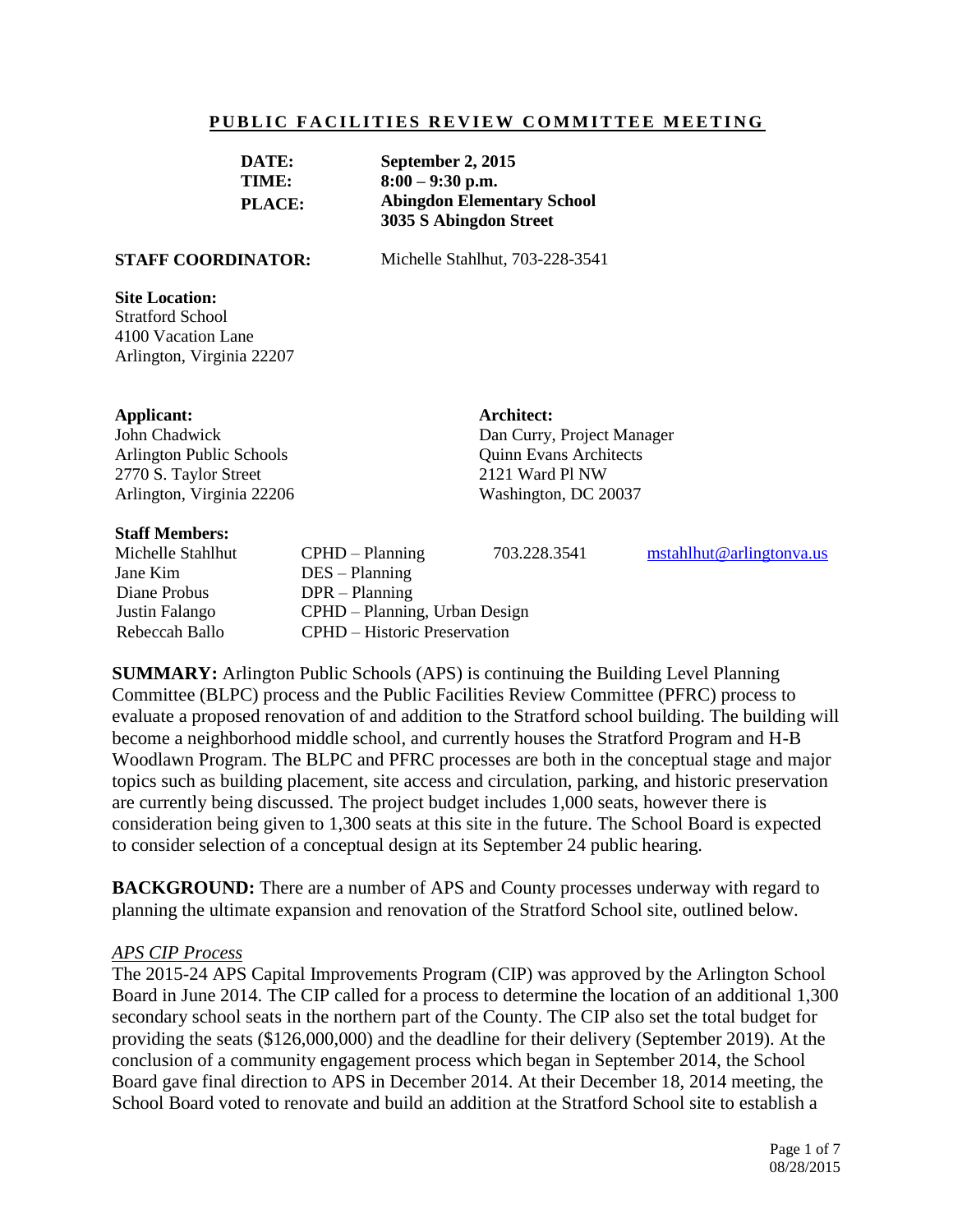# PUBLIC FACILITIES REVIEW COMMITTEE MEETING

**DATE:** September 2, 2015
**TIME:** 8:00 – 9:30 p.m.
**PLACE:** Abingdon Elementary School
3035 S Abingdon Street

**STAFF COORDINATOR:** Michelle Stahlhut, 703-228-3541

**Site Location:**
Stratford School
4100 Vacation Lane
Arlington, Virginia 22207

**Applicant:**
John Chadwick
Arlington Public Schools
2770 S. Taylor Street
Arlington, Virginia 22206

**Architect:**
Dan Curry, Project Manager
Quinn Evans Architects
2121 Ward Pl NW
Washington, DC 20037

**Staff Members:**

| | | | |
|---|---|---|---|
| Michelle Stahlhut | CPHD – Planning | 703.228.3541 | mstahlhut@arlingtonva.us |
| Jane Kim | DES – Planning | | |
| Diane Probus | DPR – Planning | | |
| Justin Falango | CPHD – Planning, Urban Design | | |
| Rebeccah Ballo | CPHD – Historic Preservation | | |

**SUMMARY:** Arlington Public Schools (APS) is continuing the Building Level Planning Committee (BLPC) process and the Public Facilities Review Committee (PFRC) process to evaluate a proposed renovation of and addition to the Stratford school building. The building will become a neighborhood middle school, and currently houses the Stratford Program and H-B Woodlawn Program. The BLPC and PFRC processes are both in the conceptual stage and major topics such as building placement, site access and circulation, parking, and historic preservation are currently being discussed. The project budget includes 1,000 seats, however there is consideration being given to 1,300 seats at this site in the future. The School Board is expected to consider selection of a conceptual design at its September 24 public hearing.

**BACKGROUND:** There are a number of APS and County processes underway with regard to planning the ultimate expansion and renovation of the Stratford School site, outlined below.

*APS CIP Process*

The 2015-24 APS Capital Improvements Program (CIP) was approved by the Arlington School Board in June 2014. The CIP called for a process to determine the location of an additional 1,300 secondary school seats in the northern part of the County. The CIP also set the total budget for providing the seats ($126,000,000) and the deadline for their delivery (September 2019). At the conclusion of a community engagement process which began in September 2014, the School Board gave final direction to APS in December 2014. At their December 18, 2014 meeting, the School Board voted to renovate and build an addition at the Stratford School site to establish a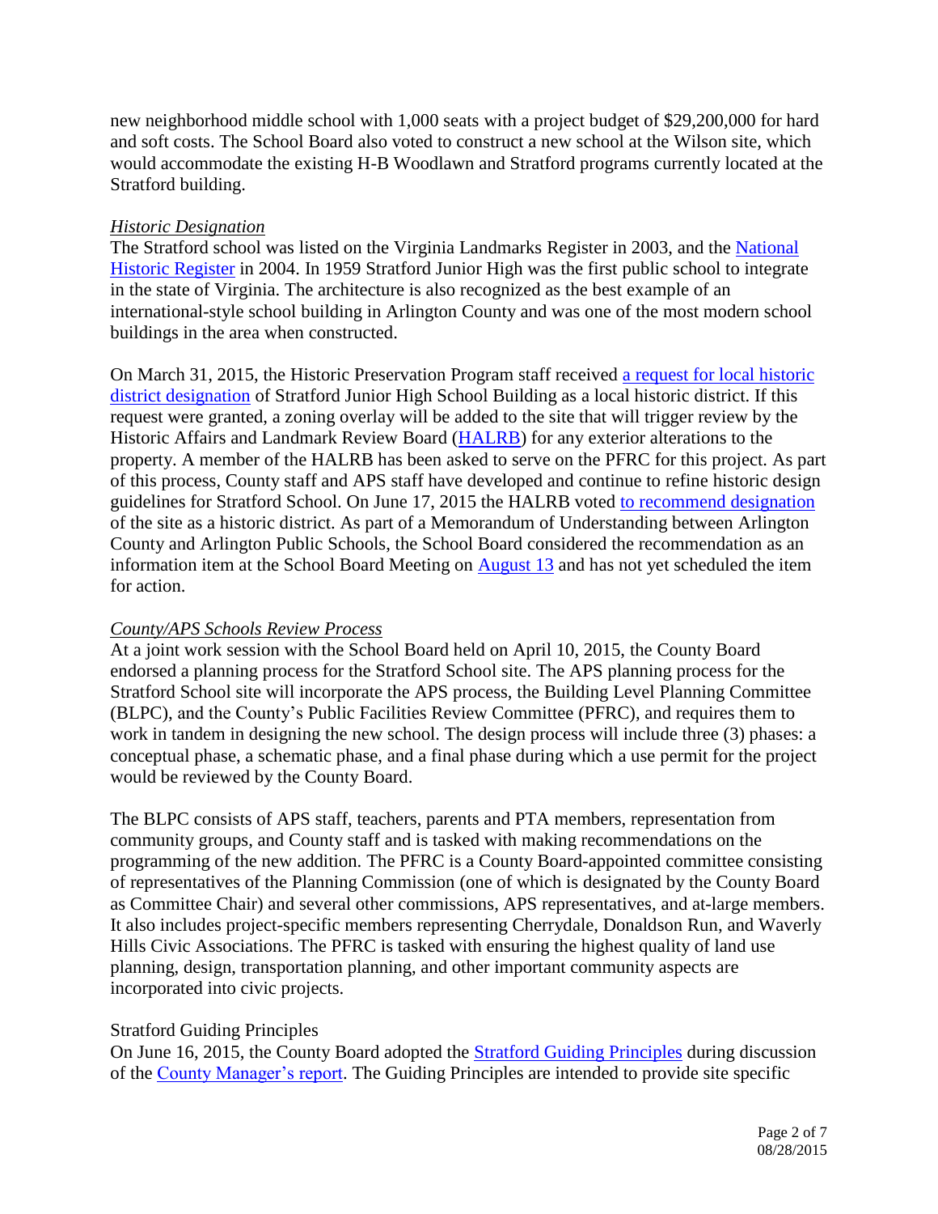new neighborhood middle school with 1,000 seats with a project budget of $29,200,000 for hard and soft costs. The School Board also voted to construct a new school at the Wilson site, which would accommodate the existing H-B Woodlawn and Stratford programs currently located at the Stratford building.

*Historic Designation*

The Stratford school was listed on the Virginia Landmarks Register in 2003, and the National Historic Register in 2004. In 1959 Stratford Junior High was the first public school to integrate in the state of Virginia. The architecture is also recognized as the best example of an international-style school building in Arlington County and was one of the most modern school buildings in the area when constructed.

On March 31, 2015, the Historic Preservation Program staff received a request for local historic district designation of Stratford Junior High School Building as a local historic district. If this request were granted, a zoning overlay will be added to the site that will trigger review by the Historic Affairs and Landmark Review Board (HALRB) for any exterior alterations to the property. A member of the HALRB has been asked to serve on the PFRC for this project. As part of this process, County staff and APS staff have developed and continue to refine historic design guidelines for Stratford School. On June 17, 2015 the HALRB voted to recommend designation of the site as a historic district. As part of a Memorandum of Understanding between Arlington County and Arlington Public Schools, the School Board considered the recommendation as an information item at the School Board Meeting on August 13 and has not yet scheduled the item for action.

*County/APS Schools Review Process*

At a joint work session with the School Board held on April 10, 2015, the County Board endorsed a planning process for the Stratford School site. The APS planning process for the Stratford School site will incorporate the APS process, the Building Level Planning Committee (BLPC), and the County's Public Facilities Review Committee (PFRC), and requires them to work in tandem in designing the new school. The design process will include three (3) phases: a conceptual phase, a schematic phase, and a final phase during which a use permit for the project would be reviewed by the County Board.

The BLPC consists of APS staff, teachers, parents and PTA members, representation from community groups, and County staff and is tasked with making recommendations on the programming of the new addition. The PFRC is a County Board-appointed committee consisting of representatives of the Planning Commission (one of which is designated by the County Board as Committee Chair) and several other commissions, APS representatives, and at-large members. It also includes project-specific members representing Cherrydale, Donaldson Run, and Waverly Hills Civic Associations. The PFRC is tasked with ensuring the highest quality of land use planning, design, transportation planning, and other important community aspects are incorporated into civic projects.

Stratford Guiding Principles

On June 16, 2015, the County Board adopted the Stratford Guiding Principles during discussion of the County Manager's report. The Guiding Principles are intended to provide site specific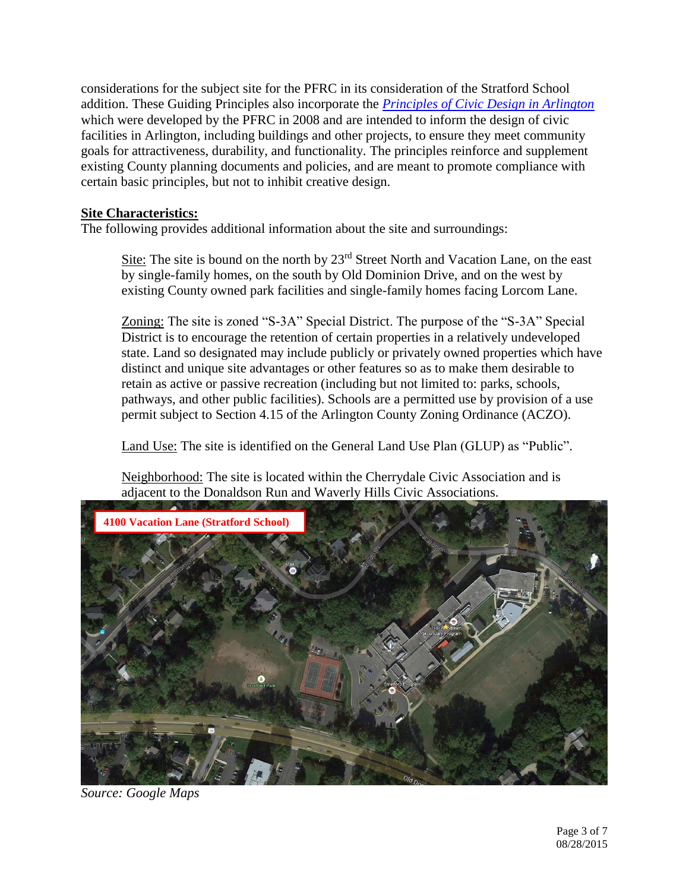considerations for the subject site for the PFRC in its consideration of the Stratford School addition. These Guiding Principles also incorporate the *Principles of Civic Design in Arlington* which were developed by the PFRC in 2008 and are intended to inform the design of civic facilities in Arlington, including buildings and other projects, to ensure they meet community goals for attractiveness, durability, and functionality. The principles reinforce and supplement existing County planning documents and policies, and are meant to promote compliance with certain basic principles, but not to inhibit creative design.

## Site Characteristics:

The following provides additional information about the site and surroundings:

Site: The site is bound on the north by 23rd Street North and Vacation Lane, on the east by single-family homes, on the south by Old Dominion Drive, and on the west by existing County owned park facilities and single-family homes facing Lorcom Lane.

Zoning: The site is zoned "S-3A" Special District. The purpose of the "S-3A" Special District is to encourage the retention of certain properties in a relatively undeveloped state. Land so designated may include publicly or privately owned properties which have distinct and unique site advantages or other features so as to make them desirable to retain as active or passive recreation (including but not limited to: parks, schools, pathways, and other public facilities). Schools are a permitted use by provision of a use permit subject to Section 4.15 of the Arlington County Zoning Ordinance (ACZO).

Land Use: The site is identified on the General Land Use Plan (GLUP) as "Public".

Neighborhood: The site is located within the Cherrydale Civic Association and is adjacent to the Donaldson Run and Waverly Hills Civic Associations.

4100 Vacation Lane (Stratford School)

*Source: Google Maps*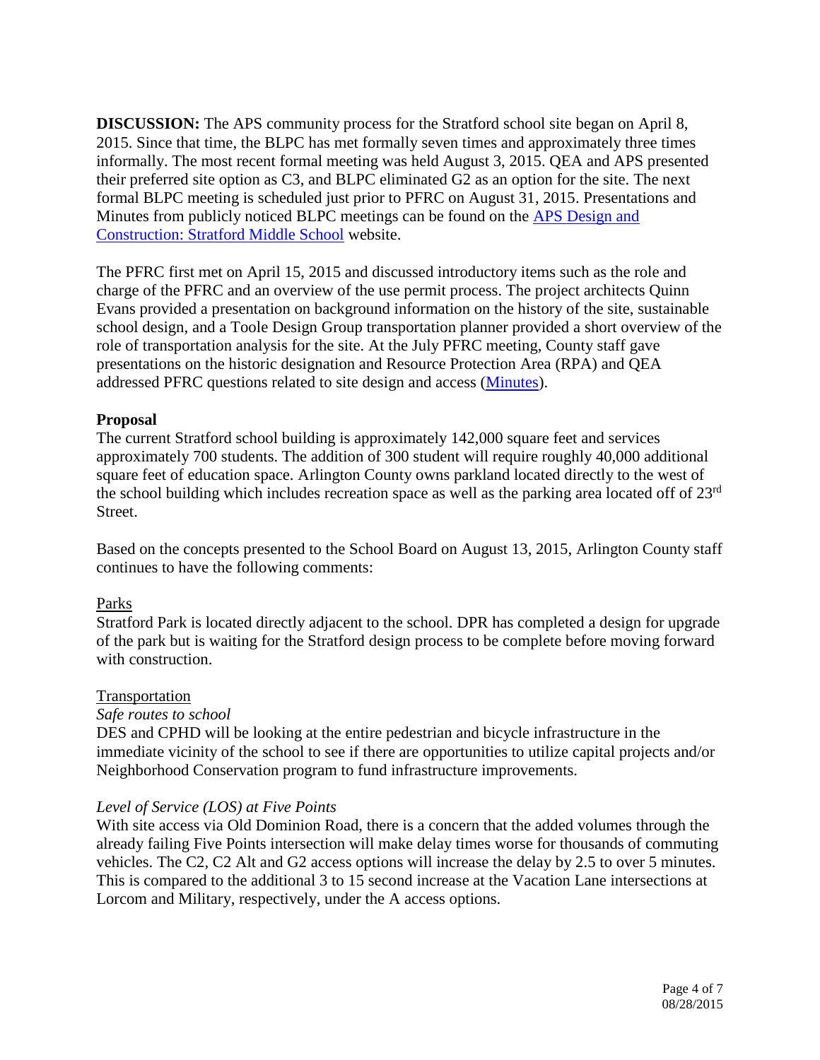**DISCUSSION:** The APS community process for the Stratford school site began on April 8, 2015. Since that time, the BLPC has met formally seven times and approximately three times informally. The most recent formal meeting was held August 3, 2015. QEA and APS presented their preferred site option as C3, and BLPC eliminated G2 as an option for the site. The next formal BLPC meeting is scheduled just prior to PFRC on August 31, 2015. Presentations and Minutes from publicly noticed BLPC meetings can be found on the APS Design and Construction: Stratford Middle School website.

The PFRC first met on April 15, 2015 and discussed introductory items such as the role and charge of the PFRC and an overview of the use permit process. The project architects Quinn Evans provided a presentation on background information on the history of the site, sustainable school design, and a Toole Design Group transportation planner provided a short overview of the role of transportation analysis for the site. At the July PFRC meeting, County staff gave presentations on the historic designation and Resource Protection Area (RPA) and QEA addressed PFRC questions related to site design and access (Minutes).

**Proposal**

The current Stratford school building is approximately 142,000 square feet and services approximately 700 students. The addition of 300 student will require roughly 40,000 additional square feet of education space. Arlington County owns parkland located directly to the west of the school building which includes recreation space as well as the parking area located off of 23rd Street.

Based on the concepts presented to the School Board on August 13, 2015, Arlington County staff continues to have the following comments:

Parks

Stratford Park is located directly adjacent to the school. DPR has completed a design for upgrade of the park but is waiting for the Stratford design process to be complete before moving forward with construction.

Transportation

*Safe routes to school*

DES and CPHD will be looking at the entire pedestrian and bicycle infrastructure in the immediate vicinity of the school to see if there are opportunities to utilize capital projects and/or Neighborhood Conservation program to fund infrastructure improvements.

*Level of Service (LOS) at Five Points*

With site access via Old Dominion Road, there is a concern that the added volumes through the already failing Five Points intersection will make delay times worse for thousands of commuting vehicles. The C2, C2 Alt and G2 access options will increase the delay by 2.5 to over 5 minutes. This is compared to the additional 3 to 15 second increase at the Vacation Lane intersections at Lorcom and Military, respectively, under the A access options.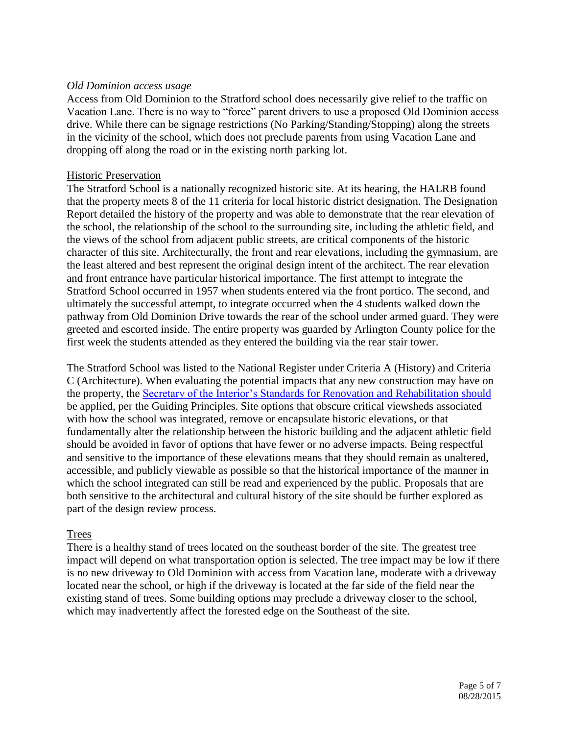*Old Dominion access usage*

Access from Old Dominion to the Stratford school does necessarily give relief to the traffic on Vacation Lane. There is no way to "force" parent drivers to use a proposed Old Dominion access drive. While there can be signage restrictions (No Parking/Standing/Stopping) along the streets in the vicinity of the school, which does not preclude parents from using Vacation Lane and dropping off along the road or in the existing north parking lot.

Historic Preservation

The Stratford School is a nationally recognized historic site. At its hearing, the HALRB found that the property meets 8 of the 11 criteria for local historic district designation. The Designation Report detailed the history of the property and was able to demonstrate that the rear elevation of the school, the relationship of the school to the surrounding site, including the athletic field, and the views of the school from adjacent public streets, are critical components of the historic character of this site. Architecturally, the front and rear elevations, including the gymnasium, are the least altered and best represent the original design intent of the architect. The rear elevation and front entrance have particular historical importance. The first attempt to integrate the Stratford School occurred in 1957 when students entered via the front portico. The second, and ultimately the successful attempt, to integrate occurred when the 4 students walked down the pathway from Old Dominion Drive towards the rear of the school under armed guard. They were greeted and escorted inside. The entire property was guarded by Arlington County police for the first week the students attended as they entered the building via the rear stair tower.

The Stratford School was listed to the National Register under Criteria A (History) and Criteria C (Architecture). When evaluating the potential impacts that any new construction may have on the property, the Secretary of the Interior's Standards for Renovation and Rehabilitation should be applied, per the Guiding Principles. Site options that obscure critical viewsheds associated with how the school was integrated, remove or encapsulate historic elevations, or that fundamentally alter the relationship between the historic building and the adjacent athletic field should be avoided in favor of options that have fewer or no adverse impacts. Being respectful and sensitive to the importance of these elevations means that they should remain as unaltered, accessible, and publicly viewable as possible so that the historical importance of the manner in which the school integrated can still be read and experienced by the public. Proposals that are both sensitive to the architectural and cultural history of the site should be further explored as part of the design review process.

Trees

There is a healthy stand of trees located on the southeast border of the site. The greatest tree impact will depend on what transportation option is selected. The tree impact may be low if there is no new driveway to Old Dominion with access from Vacation lane, moderate with a driveway located near the school, or high if the driveway is located at the far side of the field near the existing stand of trees. Some building options may preclude a driveway closer to the school, which may inadvertently affect the forested edge on the Southeast of the site.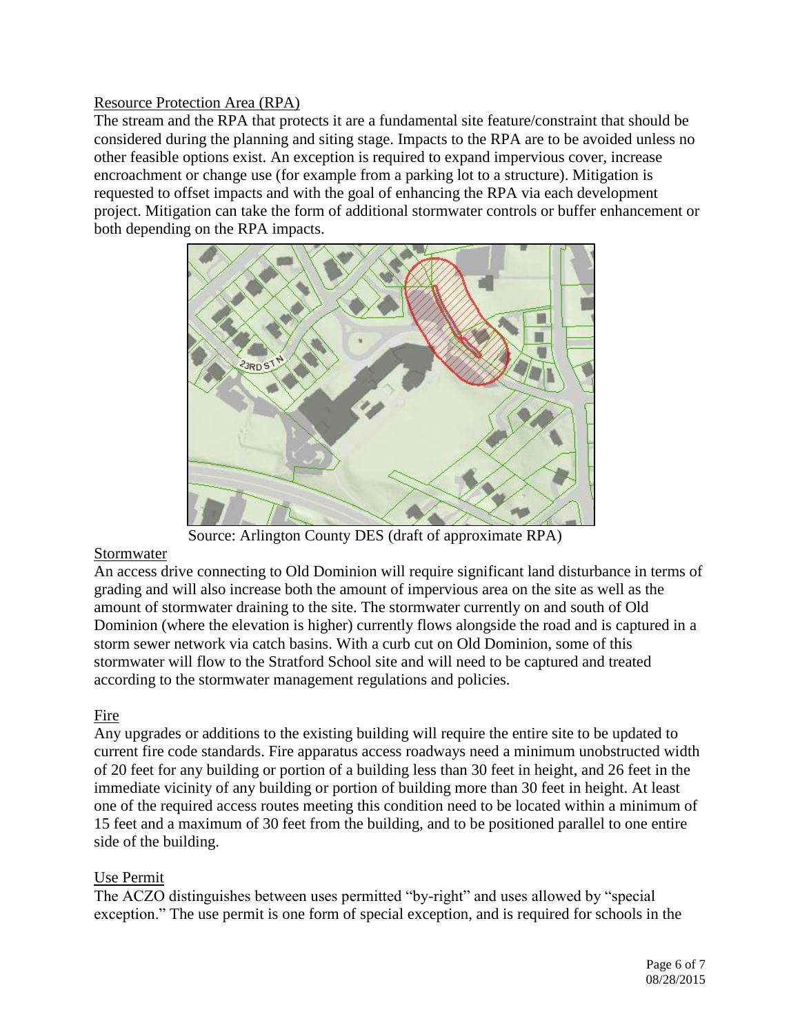## Resource Protection Area (RPA)

The stream and the RPA that protects it are a fundamental site feature/constraint that should be considered during the planning and siting stage. Impacts to the RPA are to be avoided unless no other feasible options exist. An exception is required to expand impervious cover, increase encroachment or change use (for example from a parking lot to a structure). Mitigation is requested to offset impacts and with the goal of enhancing the RPA via each development project. Mitigation can take the form of additional stormwater controls or buffer enhancement or both depending on the RPA impacts.

Source: Arlington County DES (draft of approximate RPA)

## Stormwater

An access drive connecting to Old Dominion will require significant land disturbance in terms of grading and will also increase both the amount of impervious area on the site as well as the amount of stormwater draining to the site. The stormwater currently on and south of Old Dominion (where the elevation is higher) currently flows alongside the road and is captured in a storm sewer network via catch basins. With a curb cut on Old Dominion, some of this stormwater will flow to the Stratford School site and will need to be captured and treated according to the stormwater management regulations and policies.

## Fire

Any upgrades or additions to the existing building will require the entire site to be updated to current fire code standards. Fire apparatus access roadways need a minimum unobstructed width of 20 feet for any building or portion of a building less than 30 feet in height, and 26 feet in the immediate vicinity of any building or portion of building more than 30 feet in height. At least one of the required access routes meeting this condition need to be located within a minimum of 15 feet and a maximum of 30 feet from the building, and to be positioned parallel to one entire side of the building.

## Use Permit

The ACZO distinguishes between uses permitted "by-right" and uses allowed by "special exception." The use permit is one form of special exception, and is required for schools in the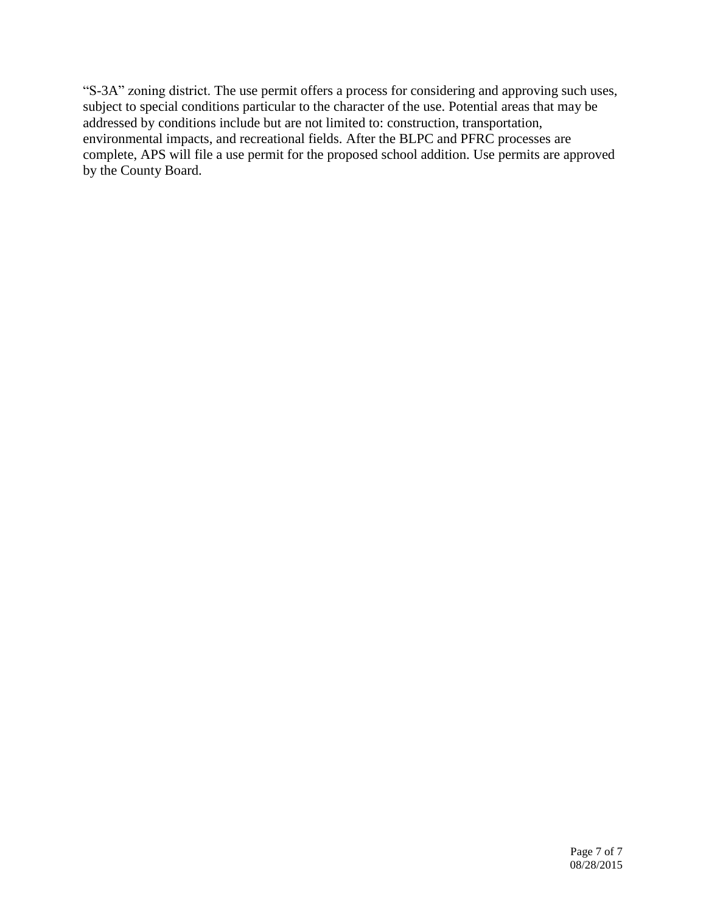"S-3A" zoning district. The use permit offers a process for considering and approving such uses, subject to special conditions particular to the character of the use. Potential areas that may be addressed by conditions include but are not limited to: construction, transportation, environmental impacts, and recreational fields. After the BLPC and PFRC processes are complete, APS will file a use permit for the proposed school addition. Use permits are approved by the County Board.